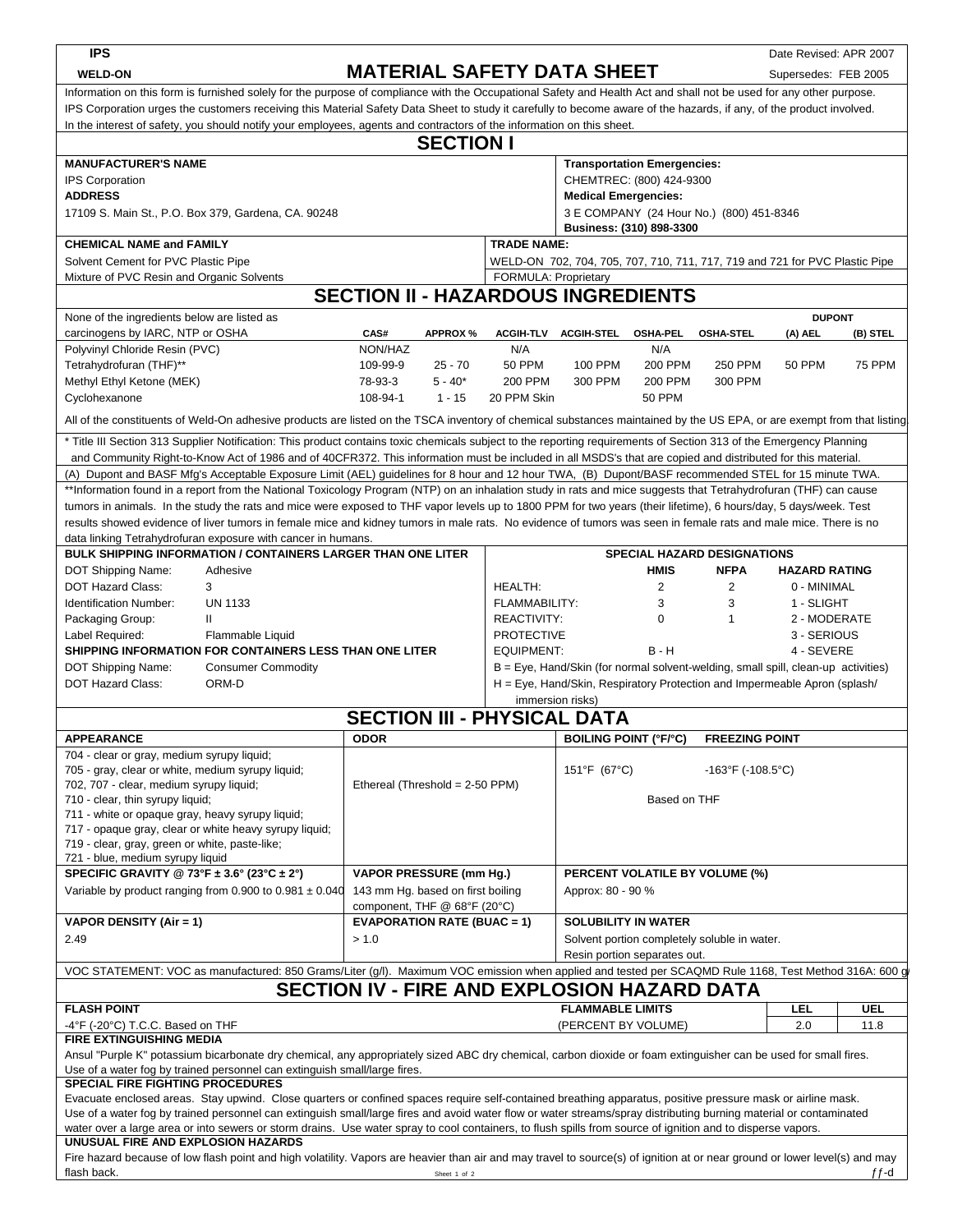**IPS**

**WELD-ON**

# MATERIAL SAFETY DATA SHEET

Date Revised: APR 2007

Supersedes: FEB 2005

Information on this form is furnished solely for the purpose of compliance with the Occupational Safety and Health Act and shall not be used for any other purpose. IPS Corporation urges the customers receiving this Material Safety Data Sheet to study it carefully to become aware of the hazards, if any, of the product involved. In the interest of safety, you should notify your employees, agents and contractors of the information on this sheet.

## SECTION I

**MANUFACTURER'S NAME**
IPS Corporation

**ADDRESS**
17109 S. Main St., P.O. Box 379, Gardena, CA. 90248

**Transportation Emergencies:**
CHEMTREC: (800) 424-9300

**Medical Emergencies:**
3 E COMPANY (24 Hour No.) (800) 451-8346
**Business: (310) 898-3300**

**CHEMICAL NAME and FAMILY**
Solvent Cement for PVC Plastic Pipe
Mixture of PVC Resin and Organic Solvents

**TRADE NAME:**
WELD-ON 702, 704, 705, 707, 710, 711, 717, 719 and 721 for PVC Plastic Pipe
FORMULA: Proprietary

## SECTION II - HAZARDOUS INGREDIENTS

| None of the ingredients below are listed as carcinogens by IARC, NTP or OSHA | CAS# | APPROX % | ACGIH-TLV | ACGIH-STEL | OSHA-PEL | OSHA-STEL | DUPONT (A) AEL | DUPONT (B) STEL |
|---|---|---|---|---|---|---|---|---|
| Polyvinyl Chloride Resin (PVC) | NON/HAZ | | N/A | | N/A | | | |
| Tetrahydrofuran (THF)** | 109-99-9 | 25 - 70 | 50 PPM | 100 PPM | 200 PPM | 250 PPM | 50 PPM | 75 PPM |
| Methyl Ethyl Ketone (MEK) | 78-93-3 | 5 - 40* | 200 PPM | 300 PPM | 200 PPM | 300 PPM | | |
| Cyclohexanone | 108-94-1 | 1 - 15 | 20 PPM Skin | | 50 PPM | | | |

All of the constituents of Weld-On adhesive products are listed on the TSCA inventory of chemical substances maintained by the US EPA, or are exempt from that listing.

* Title III Section 313 Supplier Notification: This product contains toxic chemicals subject to the reporting requirements of Section 313 of the Emergency Planning and Community Right-to-Know Act of 1986 and of 40CFR372. This information must be included in all MSDS's that are copied and distributed for this material.

(A) Dupont and BASF Mfg's Acceptable Exposure Limit (AEL) guidelines for 8 hour and 12 hour TWA, (B) Dupont/BASF recommended STEL for 15 minute TWA.

**Information found in a report from the National Toxicology Program (NTP) on an inhalation study in rats and mice suggests that Tetrahydrofuran (THF) can cause tumors in animals. In the study the rats and mice were exposed to THF vapor levels up to 1800 PPM for two years (their lifetime), 6 hours/day, 5 days/week. Test results showed evidence of liver tumors in female mice and kidney tumors in male rats. No evidence of tumors was seen in female rats and male mice. There is no data linking Tetrahydrofuran exposure with cancer in humans.

**BULK SHIPPING INFORMATION / CONTAINERS LARGER THAN ONE LITER**

| | |
|---|---|
| DOT Shipping Name: | Adhesive |
| DOT Hazard Class: | 3 |
| Identification Number: | UN 1133 |
| Packaging Group: | II |
| Label Required: | Flammable Liquid |

**SHIPPING INFORMATION FOR CONTAINERS LESS THAN ONE LITER**

| | |
|---|---|
| DOT Shipping Name: | Consumer Commodity |
| DOT Hazard Class: | ORM-D |

**SPECIAL HAZARD DESIGNATIONS**

| | HMIS | NFPA | HAZARD RATING |
|---|---|---|---|
| HEALTH: | 2 | 2 | 0 - MINIMAL |
| FLAMMABILITY: | 3 | 3 | 1 - SLIGHT |
| REACTIVITY: | 0 | 1 | 2 - MODERATE |
| PROTECTIVE EQUIPMENT: | B - H | | 3 - SERIOUS |
| | | | 4 - SEVERE |

B = Eye, Hand/Skin (for normal solvent-welding, small spill, clean-up activities)
H = Eye, Hand/Skin, Respiratory Protection and Impermeable Apron (splash/ immersion risks)

## SECTION III - PHYSICAL DATA

**APPEARANCE**
704 - clear or gray, medium syrupy liquid;
705 - gray, clear or white, medium syrupy liquid;
702, 707 - clear, medium syrupy liquid;
710 - clear, thin syrupy liquid;
711 - white or opaque gray, heavy syrupy liquid;
717 - opaque gray, clear or white heavy syrupy liquid;
719 - clear, gray, green or white, paste-like;
721 - blue, medium syrupy liquid

**ODOR**
Ethereal (Threshold = 2-50 PPM)

**BOILING POINT (°F/°C)**
151°F (67°C)

**FREEZING POINT**
-163°F (-108.5°C)

Based on THF

**SPECIFIC GRAVITY @ 73°F ± 3.6° (23°C ± 2°)**
Variable by product ranging from 0.900 to 0.981 ± 0.040

**VAPOR PRESSURE (mm Hg.)**
143 mm Hg. based on first boiling component, THF @ 68°F (20°C)

**PERCENT VOLATILE BY VOLUME (%)**
Approx: 80 - 90 %

**VAPOR DENSITY (Air = 1)**
2.49

**EVAPORATION RATE (BUAC = 1)**
> 1.0

**SOLUBILITY IN WATER**
Solvent portion completely soluble in water.
Resin portion separates out.

VOC STATEMENT: VOC as manufactured: 850 Grams/Liter (g/l). Maximum VOC emission when applied and tested per SCAQMD Rule 1168, Test Method 316A: 600 g

## SECTION IV - FIRE AND EXPLOSION HAZARD DATA

| FLASH POINT | FLAMMABLE LIMITS (PERCENT BY VOLUME) | LEL | UEL |
|---|---|---|---|
| -4°F (-20°C) T.C.C. Based on THF | | 2.0 | 11.8 |

**FIRE EXTINGUISHING MEDIA**
Ansul "Purple K" potassium bicarbonate dry chemical, any appropriately sized ABC dry chemical, carbon dioxide or foam extinguisher can be used for small fires. Use of a water fog by trained personnel can extinguish small/large fires.

**SPECIAL FIRE FIGHTING PROCEDURES**
Evacuate enclosed areas. Stay upwind. Close quarters or confined spaces require self-contained breathing apparatus, positive pressure mask or airline mask. Use of a water fog by trained personnel can extinguish small/large fires and avoid water flow or water streams/spray distributing burning material or contaminated water over a large area or into sewers or storm drains. Use water spray to cool containers, to flush spills from source of ignition and to disperse vapors.

**UNUSUAL FIRE AND EXPLOSION HAZARDS**
Fire hazard because of low flash point and high volatility. Vapors are heavier than air and may travel to source(s) of ignition at or near ground or lower level(s) and may flash back.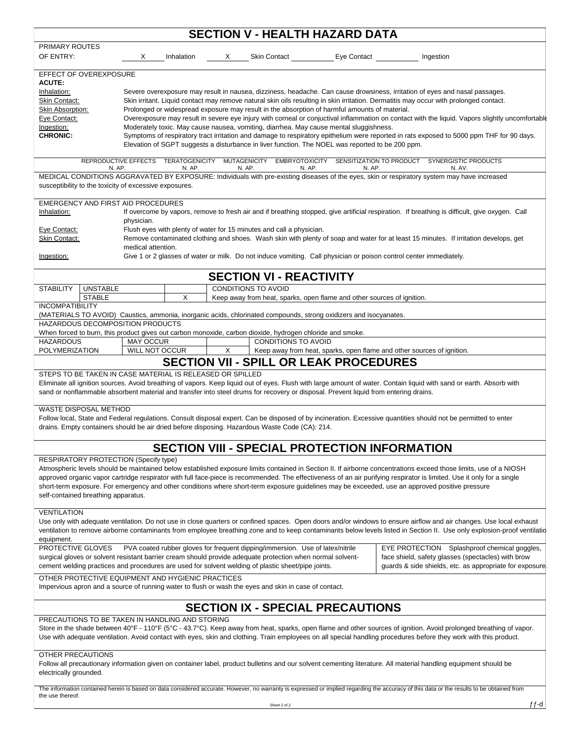## SECTION V - HEALTH HAZARD DATA

PRIMARY ROUTES OF ENTRY: X Inhalation X Skin Contact ___ Eye Contact ___ Ingestion

EFFECT OF OVEREXPOSURE

**ACUTE:**

Inhalation: Severe overexposure may result in nausea, dizziness, headache. Can cause drowsiness, irritation of eyes and nasal passages.

Skin Contact: Skin irritant. Liquid contact may remove natural skin oils resulting in skin irritation. Dermatitis may occur with prolonged contact.

Skin Absorption: Prolonged or widespread exposure may result in the absorption of harmful amounts of material.

Eye Contact: Overexposure may result in severe eye injury with corneal or conjuctival inflammation on contact with the liquid. Vapors slightly uncomfortable

Ingestion: Moderately toxic. May cause nausea, vomiting, diarrhea. May cause mental sluggishness.

**CHRONIC:** Symptoms of respiratory tract irritation and damage to respiratory epithelium were reported in rats exposed to 5000 ppm THF for 90 days. Elevation of SGPT suggests a disturbance in liver function. The NOEL was reported to be 200 ppm.

| REPRODUCTIVE EFFECTS | TERATOGENICITY | MUTAGENICITY | EMBRYOTOXICITY | SENSITIZATION TO PRODUCT | SYNERGISTIC PRODUCTS |
|---|---|---|---|---|---|
| N. AP. | N. AP. | N. AP. | N. AP. | N. AP. | N. AV. |

MEDICAL CONDITIONS AGGRAVATED BY EXPOSURE: Individuals with pre-existing diseases of the eyes, skin or respiratory system may have increased susceptibility to the toxicity of excessive exposures.

EMERGENCY AND FIRST AID PROCEDURES

Inhalation: If overcome by vapors, remove to fresh air and if breathing stopped, give artificial respiration. If breathing is difficult, give oxygen. Call physician.

Eye Contact: Flush eyes with plenty of water for 15 minutes and call a physician.

Skin Contact: Remove contaminated clothing and shoes. Wash skin with plenty of soap and water for at least 15 minutes. If irritation develops, get medical attention.

Ingestion: Give 1 or 2 glasses of water or milk. Do not induce vomiting. Call physician or poison control center immediately.

## SECTION VI - REACTIVITY

| STABILITY | | | CONDITIONS TO AVOID |
|---|---|---|---|
| | UNSTABLE | | |
| | STABLE | X | Keep away from heat, sparks, open flame and other sources of ignition. |

INCOMPATIBILITY (MATERIALS TO AVOID) Caustics, ammonia, inorganic acids, chlorinated compounds, strong oxidizers and isocyanates.

HAZARDOUS DECOMPOSITION PRODUCTS

When forced to burn, this product gives out carbon monoxide, carbon dioxide, hydrogen chloride and smoke.

| HAZARDOUS POLYMERIZATION | | | CONDITIONS TO AVOID |
|---|---|---|---|
| | MAY OCCUR | | |
| | WILL NOT OCCUR | X | Keep away from heat, sparks, open flame and other sources of ignition. |

## SECTION VII - SPILL OR LEAK PROCEDURES

STEPS TO BE TAKEN IN CASE MATERIAL IS RELEASED OR SPILLED

Eliminate all ignition sources. Avoid breathing of vapors. Keep liquid out of eyes. Flush with large amount of water. Contain liquid with sand or earth. Absorb with sand or nonflammable absorbent material and transfer into steel drums for recovery or disposal. Prevent liquid from entering drains.

WASTE DISPOSAL METHOD

Follow local, State and Federal regulations. Consult disposal expert. Can be disposed of by incineration. Excessive quantities should not be permitted to enter drains. Empty containers should be air dried before disposing. Hazardous Waste Code (CA): 214.

## SECTION VIII - SPECIAL PROTECTION INFORMATION

RESPIRATORY PROTECTION (Specify type)

Atmospheric levels should be maintained below established exposure limits contained in Section II. If airborne concentrations exceed those limits, use of a NIOSH approved organic vapor cartridge respirator with full face-piece is recommended. The effectiveness of an air purifying respirator is limited. Use it only for a single short-term exposure. For emergency and other conditions where short-term exposure guidelines may be exceeded, use an approved positive pressure self-contained breathing apparatus.

VENTILATION

Use only with adequate ventilation. Do not use in close quarters or confined spaces. Open doors and/or windows to ensure airflow and air changes. Use local exhaust ventilation to remove airborne contaminants from employee breathing zone and to keep contaminants below levels listed in Section II. Use only explosion-proof ventilation equipment.

PROTECTIVE GLOVES PVA coated rubber gloves for frequent dipping/immersion. Use of latex/nitrile surgical gloves or solvent resistant barrier cream should provide adequate protection when normal solvent-cement welding practices and procedures are used for solvent welding of plastic sheet/pipe joints.

EYE PROTECTION Splashproof chemical goggles, face shield, safety glasses (spectacles) with brow guards & side shields, etc. as appropriate for exposure.

OTHER PROTECTIVE EQUIPMENT AND HYGIENIC PRACTICES

Impervious apron and a source of running water to flush or wash the eyes and skin in case of contact.

## SECTION IX - SPECIAL PRECAUTIONS

PRECAUTIONS TO BE TAKEN IN HANDLING AND STORING

Store in the shade between 40°F - 110°F (5°C - 43.7°C). Keep away from heat, sparks, open flame and other sources of ignition. Avoid prolonged breathing of vapor. Use with adequate ventilation. Avoid contact with eyes, skin and clothing. Train employees on all special handling procedures before they work with this product.

OTHER PRECAUTIONS

Follow all precautionary information given on container label, product bulletins and our solvent cementing literature. All material handling equipment should be electrically grounded.

The information contained herein is based on data considered accurate. However, no warranty is expressed or implied regarding the accuracy of this data or the results to be obtained from the use thereof.

*ff*-d